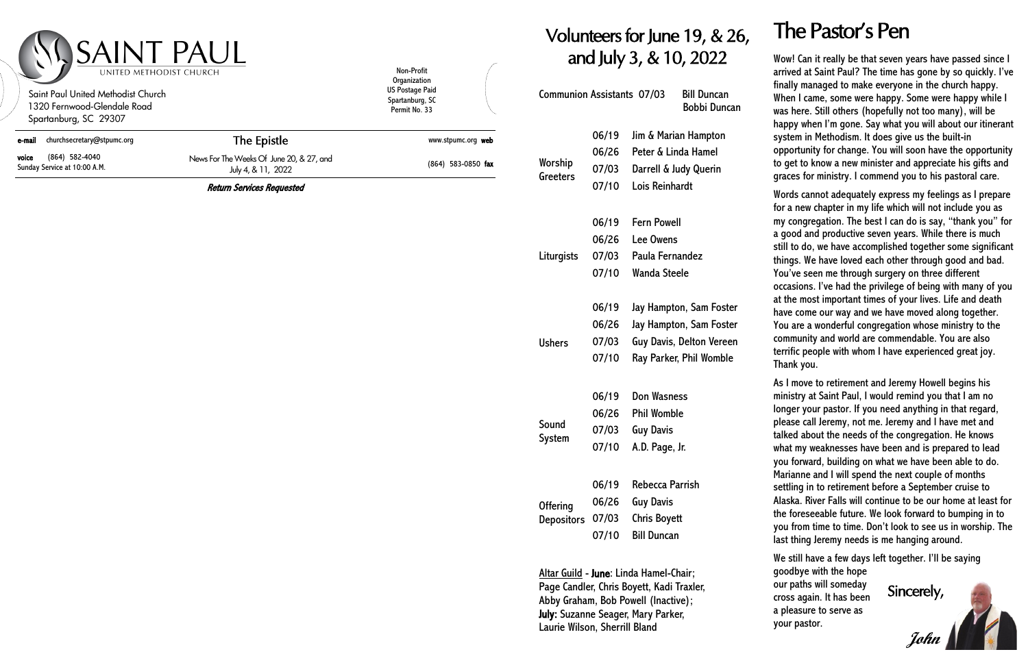# SAINT PAUL
UNITED METHODIST CHURCH

Saint Paul United Methodist Church
1320 Fernwood-Glendale Road
Spartanburg, SC 29307

Non-Profit Organization
US Postage Paid
Spartanburg, SC
Permit No. 33

**e-mail** churchsecretary@stpumc.org

## The Epistle

www.stpumc.org **web**

**voice** (864) 582-4040
Sunday Service at 10:00 A.M.

News For The Weeks Of June 20, & 27, and July 4, & 11, 2022

(864) 583-0850 **fax**

***Return Services Requested***

## Volunteers for June 19, & 26, and July 3, & 10, 2022

| Role | Date | Volunteer(s) |
|---|---|---|
| Communion Assistants | 07/03 | Bill Duncan, Bobbi Duncan |
| Worship Greeters | 06/19 | Jim & Marian Hampton |
| | 06/26 | Peter & Linda Hamel |
| | 07/03 | Darrell & Judy Querin |
| | 07/10 | Lois Reinhardt |
| Liturgists | 06/19 | Fern Powell |
| | 06/26 | Lee Owens |
| | 07/03 | Paula Fernandez |
| | 07/10 | Wanda Steele |
| Ushers | 06/19 | Jay Hampton, Sam Foster |
| | 06/26 | Jay Hampton, Sam Foster |
| | 07/03 | Guy Davis, Delton Vereen |
| | 07/10 | Ray Parker, Phil Womble |
| Sound System | 06/19 | Don Wasness |
| | 06/26 | Phil Womble |
| | 07/03 | Guy Davis |
| | 07/10 | A.D. Page, Jr. |
| Offering Depositors | 06/19 | Rebecca Parrish |
| | 06/26 | Guy Davis |
| | 07/03 | Chris Boyett |
| | 07/10 | Bill Duncan |

Altar Guild - **June**: Linda Hamel-Chair; Page Candler, Chris Boyett, Kadi Traxler, Abby Graham, Bob Powell (Inactive); **July:** Suzanne Seager, Mary Parker, Laurie Wilson, Sherrill Bland

## The Pastor's Pen

Wow! Can it really be that seven years have passed since I arrived at Saint Paul? The time has gone by so quickly. I've finally managed to make everyone in the church happy. When I came, some were happy. Some were happy while I was here. Still others (hopefully not too many), will be happy when I'm gone. Say what you will about our itinerant system in Methodism. It does give us the built-in opportunity for change. You will soon have the opportunity to get to know a new minister and appreciate his gifts and graces for ministry. I commend you to his pastoral care.

Words cannot adequately express my feelings as I prepare for a new chapter in my life which will not include you as my congregation. The best I can do is say, "thank you" for a good and productive seven years. While there is much still to do, we have accomplished together some significant things. We have loved each other through good and bad. You've seen me through surgery on three different occasions. I've had the privilege of being with many of you at the most important times of your lives. Life and death have come our way and we have moved along together. You are a wonderful congregation whose ministry to the community and world are commendable. You are also terrific people with whom I have experienced great joy. Thank you.

As I move to retirement and Jeremy Howell begins his ministry at Saint Paul, I would remind you that I am no longer your pastor. If you need anything in that regard, please call Jeremy, not me. Jeremy and I have met and talked about the needs of the congregation. He knows what my weaknesses have been and is prepared to lead you forward, building on what we have been able to do. Marianne and I will spend the next couple of months settling in to retirement before a September cruise to Alaska. River Falls will continue to be our home at least for the foreseeable future. We look forward to bumping in to you from time to time. Don't look to see us in worship. The last thing Jeremy needs is me hanging around.

We still have a few days left together. I'll be saying goodbye with the hope our paths will someday cross again. It has been a pleasure to serve as your pastor.

Sincerely,

*John*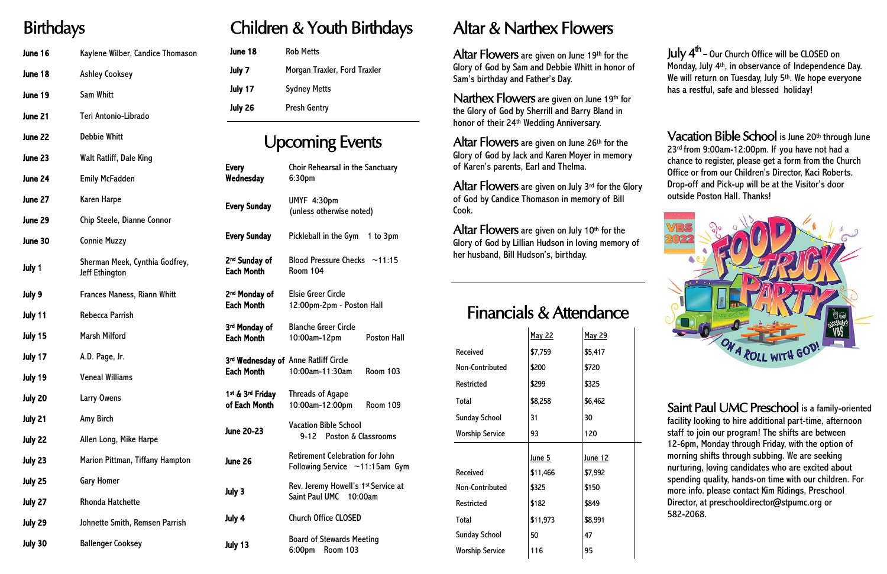## Birthdays

| | |
|---|---|
| **June 16** | Kaylene Wilber, Candice Thomason |
| **June 18** | Ashley Cooksey |
| **June 19** | Sam Whitt |
| **June 21** | Teri Antonio-Librado |
| **June 22** | Debbie Whitt |
| **June 23** | Walt Ratliff, Dale King |
| **June 24** | Emily McFadden |
| **June 27** | Karen Harpe |
| **June 29** | Chip Steele, Dianne Connor |
| **June 30** | Connie Muzzy |
| **July 1** | Sherman Meek, Cynthia Godfrey, Jeff Ethington |
| **July 9** | Frances Maness, Riann Whitt |
| **July 11** | Rebecca Parrish |
| **July 15** | Marsh Milford |
| **July 17** | A.D. Page, Jr. |
| **July 19** | Veneal Williams |
| **July 20** | Larry Owens |
| **July 21** | Amy Birch |
| **July 22** | Allen Long, Mike Harpe |
| **July 23** | Marion Pittman, Tiffany Hampton |
| **July 25** | Gary Homer |
| **July 27** | Rhonda Hatchette |
| **July 29** | Johnette Smith, Remsen Parrish |
| **July 30** | Ballenger Cooksey |

## Children & Youth Birthdays

| | |
|---|---|
| **June 18** | Rob Metts |
| **July 7** | Morgan Traxler, Ford Traxler |
| **July 17** | Sydney Metts |
| **July 26** | Presh Gentry |

## Upcoming Events

| | |
|---|---|
| **Every Wednesday** | Choir Rehearsal in the Sanctuary 6:30pm |
| **Every Sunday** | UMYF 4:30pm (unless otherwise noted) |
| **Every Sunday** | Pickleball in the Gym 1 to 3pm |
| **2nd Sunday of Each Month** | Blood Pressure Checks ~11:15 Room 104 |
| **2nd Monday of Each Month** | Elsie Greer Circle 12:00pm-2pm - Poston Hall |
| **3rd Monday of Each Month** | Blanche Greer Circle 10:00am-12pm Poston Hall |
| **3rd Wednesday of Each Month** | Anne Ratliff Circle 10:00am-11:30am Room 103 |
| **1st & 3rd Friday of Each Month** | Threads of Agape 10:00am-12:00pm Room 109 |
| **June 20-23** | Vacation Bible School 9-12 Poston & Classrooms |
| **June 26** | Retirement Celebration for John Following Service ~11:15am Gym |
| **July 3** | Rev. Jeremy Howell's 1st Service at Saint Paul UMC 10:00am |
| **July 4** | Church Office CLOSED |
| **July 13** | Board of Stewards Meeting 6:00pm Room 103 |

## Altar & Narthex Flowers

**Altar Flowers** are given on June 19th for the Glory of God by Sam and Debbie Whitt in honor of Sam's birthday and Father's Day.

**Narthex Flowers** are given on June 19th for the Glory of God by Sherrill and Barry Bland in honor of their 24th Wedding Anniversary.

**Altar Flowers** are given on June 26th for the Glory of God by Jack and Karen Moyer in memory of Karen's parents, Earl and Thelma.

**Altar Flowers** are given on July 3rd for the Glory of God by Candice Thomason in memory of Bill Cook.

**Altar Flowers** are given on July 10th for the Glory of God by Lillian Hudson in loving memory of her husband, Bill Hudson's, birthday.

## Financials & Attendance

| | May 22 | May 29 |
|---|---|---|
| Received | $7,759 | $5,417 |
| Non-Contributed | $200 | $720 |
| Restricted | $299 | $325 |
| Total | $8,258 | $6,462 |
| Sunday School | 31 | 30 |
| Worship Service | 93 | 120 |
| | **June 5** | **June 12** |
| Received | $11,466 | $7,992 |
| Non-Contributed | $325 | $150 |
| Restricted | $182 | $849 |
| Total | $11,973 | $8,991 |
| Sunday School | 50 | 47 |
| Worship Service | 116 | 95 |

**July 4th** - Our Church Office will be CLOSED on Monday, July 4th, in observance of Independence Day. We will return on Tuesday, July 5th. We hope everyone has a restful, safe and blessed holiday!

**Vacation Bible School** is June 20th through June 23rd from 9:00am-12:00pm. If you have not had a chance to register, please get a form from the Church Office or from our Children's Director, Kaci Roberts. Drop-off and Pick-up will be at the Visitor's door outside Poston Hall. Thanks!

VBS 2022 FOOD TRUCK PARTY ON A ROLL WITH GOD! COKESBURY VBS

**Saint Paul UMC Preschool** is a family-oriented facility looking to hire additional part-time, afternoon staff to join our program! The shifts are between 12-6pm, Monday through Friday, with the option of morning shifts through subbing. We are seeking nurturing, loving candidates who are excited about spending quality, hands-on time with our children. For more info. please contact Kim Ridings, Preschool Director, at preschooldirector@stpumc.org or 582-2068.